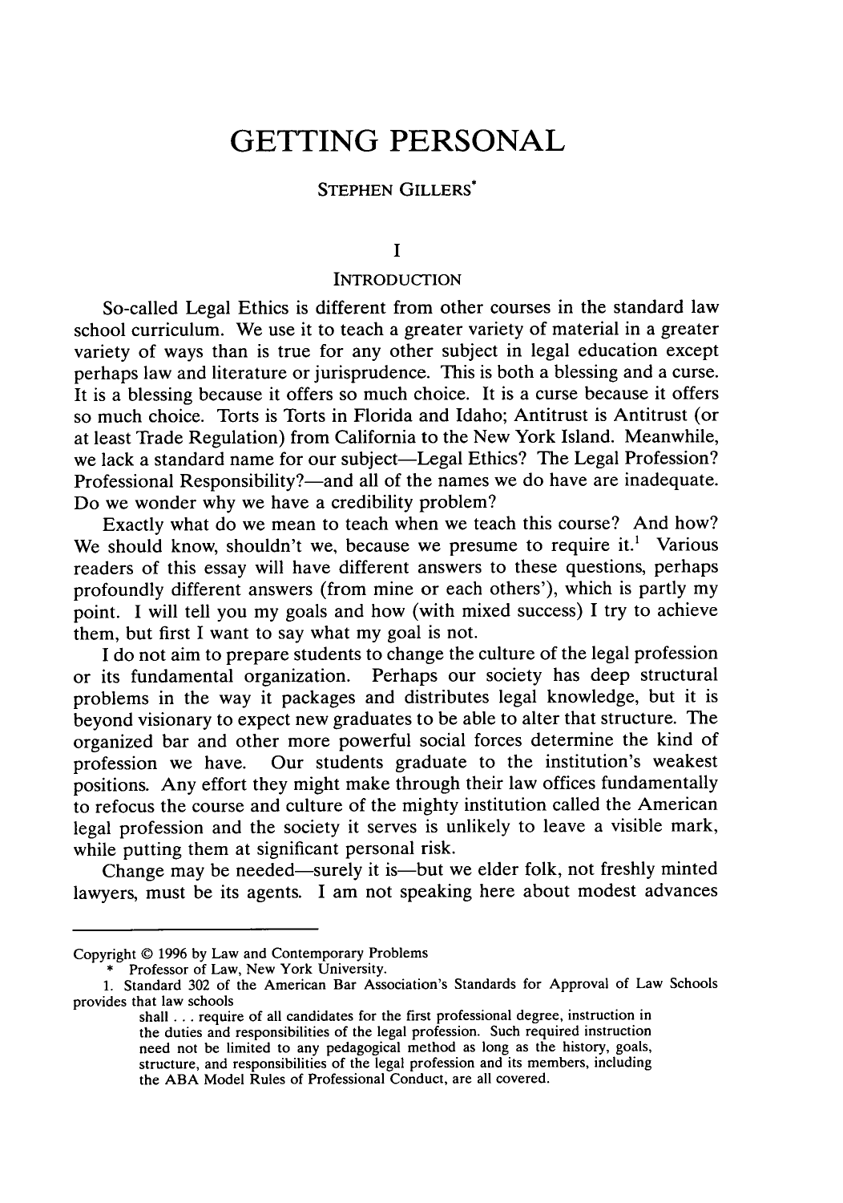# GETTING PERSONAL

STEPHEN GILLERS*

## I

## INTRODUCTION

So-called Legal Ethics is different from other courses in the standard law school curriculum. We use it to teach a greater variety of material in a greater variety of ways than is true for any other subject in legal education except perhaps law and literature or jurisprudence. This is both a blessing and a curse. It is a blessing because it offers so much choice. It is a curse because it offers so much choice. Torts is Torts in Florida and Idaho; Antitrust is Antitrust (or at least Trade Regulation) from California to the New York Island. Meanwhile, we lack a standard name for our subject—Legal Ethics? The Legal Profession? Professional Responsibility?—and all of the names we do have are inadequate. Do we wonder why we have a credibility problem?

Exactly what do we mean to teach when we teach this course? And how? We should know, shouldn't we, because we presume to require it.[1] Various readers of this essay will have different answers to these questions, perhaps profoundly different answers (from mine or each others'), which is partly my point. I will tell you my goals and how (with mixed success) I try to achieve them, but first I want to say what my goal is not.

I do not aim to prepare students to change the culture of the legal profession or its fundamental organization. Perhaps our society has deep structural problems in the way it packages and distributes legal knowledge, but it is beyond visionary to expect new graduates to be able to alter that structure. The organized bar and other more powerful social forces determine the kind of profession we have. Our students graduate to the institution's weakest positions. Any effort they might make through their law offices fundamentally to refocus the course and culture of the mighty institution called the American legal profession and the society it serves is unlikely to leave a visible mark, while putting them at significant personal risk.

Change may be needed—surely it is—but we elder folk, not freshly minted lawyers, must be its agents. I am not speaking here about modest advances

---

Copyright © 1996 by Law and Contemporary Problems

\* Professor of Law, New York University.

1. Standard 302 of the American Bar Association's Standards for Approval of Law Schools provides that law schools

> shall . . . require of all candidates for the first professional degree, instruction in the duties and responsibilities of the legal profession. Such required instruction need not be limited to any pedagogical method as long as the history, goals, structure, and responsibilities of the legal profession and its members, including the ABA Model Rules of Professional Conduct, are all covered.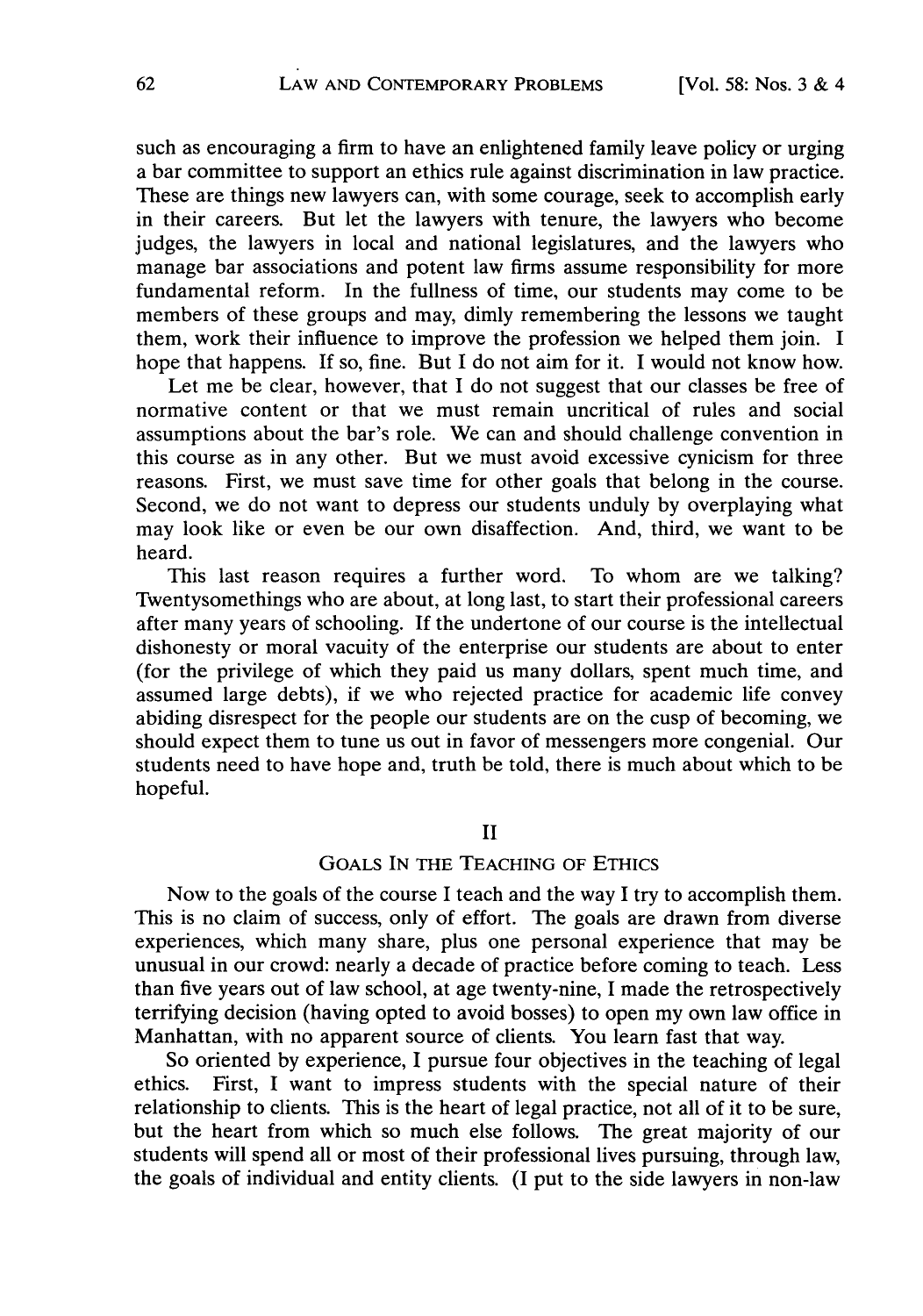such as encouraging a firm to have an enlightened family leave policy or urging a bar committee to support an ethics rule against discrimination in law practice. These are things new lawyers can, with some courage, seek to accomplish early in their careers. But let the lawyers with tenure, the lawyers who become judges, the lawyers in local and national legislatures, and the lawyers who manage bar associations and potent law firms assume responsibility for more fundamental reform. In the fullness of time, our students may come to be members of these groups and may, dimly remembering the lessons we taught them, work their influence to improve the profession we helped them join. I hope that happens. If so, fine. But I do not aim for it. I would not know how.

Let me be clear, however, that I do not suggest that our classes be free of normative content or that we must remain uncritical of rules and social assumptions about the bar's role. We can and should challenge convention in this course as in any other. But we must avoid excessive cynicism for three reasons. First, we must save time for other goals that belong in the course. Second, we do not want to depress our students unduly by overplaying what may look like or even be our own disaffection. And, third, we want to be heard.

This last reason requires a further word. To whom are we talking? Twentysomethings who are about, at long last, to start their professional careers after many years of schooling. If the undertone of our course is the intellectual dishonesty or moral vacuity of the enterprise our students are about to enter (for the privilege of which they paid us many dollars, spent much time, and assumed large debts), if we who rejected practice for academic life convey abiding disrespect for the people our students are on the cusp of becoming, we should expect them to tune us out in favor of messengers more congenial. Our students need to have hope and, truth be told, there is much about which to be hopeful.

## II

## Goals In the Teaching of Ethics

Now to the goals of the course I teach and the way I try to accomplish them. This is no claim of success, only of effort. The goals are drawn from diverse experiences, which many share, plus one personal experience that may be unusual in our crowd: nearly a decade of practice before coming to teach. Less than five years out of law school, at age twenty-nine, I made the retrospectively terrifying decision (having opted to avoid bosses) to open my own law office in Manhattan, with no apparent source of clients. You learn fast that way.

So oriented by experience, I pursue four objectives in the teaching of legal ethics. First, I want to impress students with the special nature of their relationship to clients. This is the heart of legal practice, not all of it to be sure, but the heart from which so much else follows. The great majority of our students will spend all or most of their professional lives pursuing, through law, the goals of individual and entity clients. (I put to the side lawyers in non-law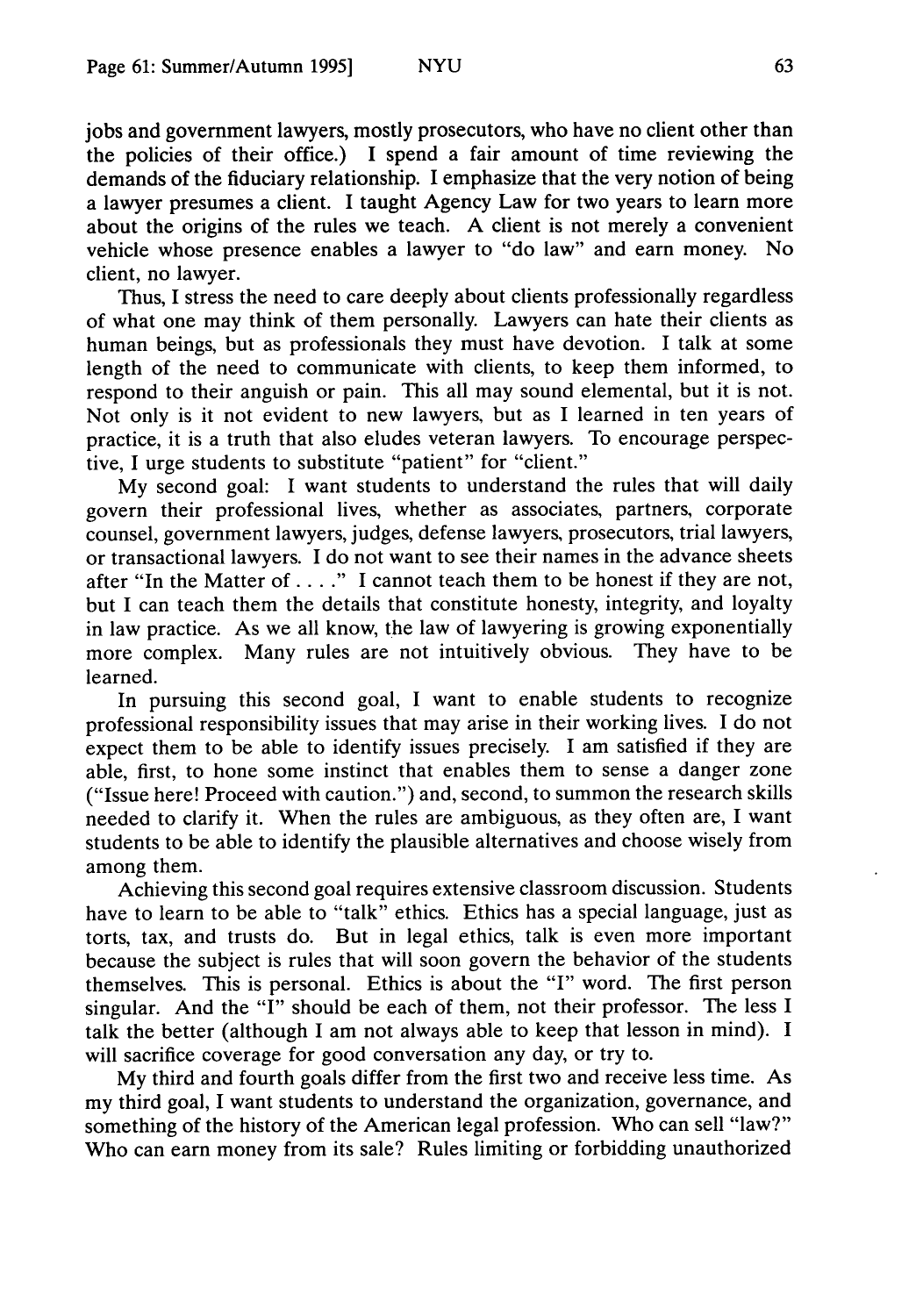jobs and government lawyers, mostly prosecutors, who have no client other than the policies of their office.) I spend a fair amount of time reviewing the demands of the fiduciary relationship. I emphasize that the very notion of being a lawyer presumes a client. I taught Agency Law for two years to learn more about the origins of the rules we teach. A client is not merely a convenient vehicle whose presence enables a lawyer to "do law" and earn money. No client, no lawyer.

Thus, I stress the need to care deeply about clients professionally regardless of what one may think of them personally. Lawyers can hate their clients as human beings, but as professionals they must have devotion. I talk at some length of the need to communicate with clients, to keep them informed, to respond to their anguish or pain. This all may sound elemental, but it is not. Not only is it not evident to new lawyers, but as I learned in ten years of practice, it is a truth that also eludes veteran lawyers. To encourage perspective, I urge students to substitute "patient" for "client."

My second goal: I want students to understand the rules that will daily govern their professional lives, whether as associates, partners, corporate counsel, government lawyers, judges, defense lawyers, prosecutors, trial lawyers, or transactional lawyers. I do not want to see their names in the advance sheets after "In the Matter of . . . ." I cannot teach them to be honest if they are not, but I can teach them the details that constitute honesty, integrity, and loyalty in law practice. As we all know, the law of lawyering is growing exponentially more complex. Many rules are not intuitively obvious. They have to be learned.

In pursuing this second goal, I want to enable students to recognize professional responsibility issues that may arise in their working lives. I do not expect them to be able to identify issues precisely. I am satisfied if they are able, first, to hone some instinct that enables them to sense a danger zone ("Issue here! Proceed with caution.") and, second, to summon the research skills needed to clarify it. When the rules are ambiguous, as they often are, I want students to be able to identify the plausible alternatives and choose wisely from among them.

Achieving this second goal requires extensive classroom discussion. Students have to learn to be able to "talk" ethics. Ethics has a special language, just as torts, tax, and trusts do. But in legal ethics, talk is even more important because the subject is rules that will soon govern the behavior of the students themselves. This is personal. Ethics is about the "I" word. The first person singular. And the "I" should be each of them, not their professor. The less I talk the better (although I am not always able to keep that lesson in mind). I will sacrifice coverage for good conversation any day, or try to.

My third and fourth goals differ from the first two and receive less time. As my third goal, I want students to understand the organization, governance, and something of the history of the American legal profession. Who can sell "law?" Who can earn money from its sale? Rules limiting or forbidding unauthorized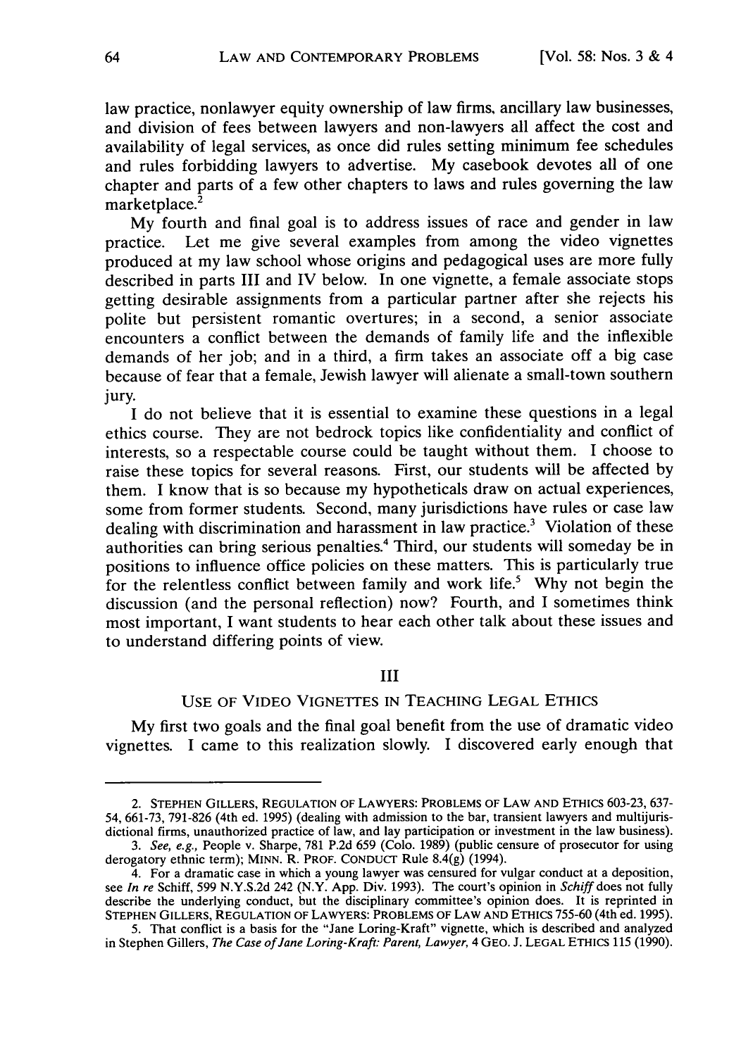law practice, nonlawyer equity ownership of law firms, ancillary law businesses, and division of fees between lawyers and non-lawyers all affect the cost and availability of legal services, as once did rules setting minimum fee schedules and rules forbidding lawyers to advertise. My casebook devotes all of one chapter and parts of a few other chapters to laws and rules governing the law marketplace.[2]

My fourth and final goal is to address issues of race and gender in law practice. Let me give several examples from among the video vignettes produced at my law school whose origins and pedagogical uses are more fully described in parts III and IV below. In one vignette, a female associate stops getting desirable assignments from a particular partner after she rejects his polite but persistent romantic overtures; in a second, a senior associate encounters a conflict between the demands of family life and the inflexible demands of her job; and in a third, a firm takes an associate off a big case because of fear that a female, Jewish lawyer will alienate a small-town southern jury.

I do not believe that it is essential to examine these questions in a legal ethics course. They are not bedrock topics like confidentiality and conflict of interests, so a respectable course could be taught without them. I choose to raise these topics for several reasons. First, our students will be affected by them. I know that is so because my hypotheticals draw on actual experiences, some from former students. Second, many jurisdictions have rules or case law dealing with discrimination and harassment in law practice.[3] Violation of these authorities can bring serious penalties.[4] Third, our students will someday be in positions to influence office policies on these matters. This is particularly true for the relentless conflict between family and work life.[5] Why not begin the discussion (and the personal reflection) now? Fourth, and I sometimes think most important, I want students to hear each other talk about these issues and to understand differing points of view.

## III

## USE OF VIDEO VIGNETTES IN TEACHING LEGAL ETHICS

My first two goals and the final goal benefit from the use of dramatic video vignettes. I came to this realization slowly. I discovered early enough that

---

2. STEPHEN GILLERS, REGULATION OF LAWYERS: PROBLEMS OF LAW AND ETHICS 603-23, 637-54, 661-73, 791-826 (4th ed. 1995) (dealing with admission to the bar, transient lawyers and multijurisdictional firms, unauthorized practice of law, and lay participation or investment in the law business).

3. *See, e.g.*, People v. Sharpe, 781 P.2d 659 (Colo. 1989) (public censure of prosecutor for using derogatory ethnic term); MINN. R. PROF. CONDUCT Rule 8.4(g) (1994).

4. For a dramatic case in which a young lawyer was censured for vulgar conduct at a deposition, see *In re* Schiff, 599 N.Y.S.2d 242 (N.Y. App. Div. 1993). The court's opinion in *Schiff* does not fully describe the underlying conduct, but the disciplinary committee's opinion does. It is reprinted in STEPHEN GILLERS, REGULATION OF LAWYERS: PROBLEMS OF LAW AND ETHICS 755-60 (4th ed. 1995).

5. That conflict is a basis for the "Jane Loring-Kraft" vignette, which is described and analyzed in Stephen Gillers, *The Case of Jane Loring-Kraft: Parent, Lawyer*, 4 GEO. J. LEGAL ETHICS 115 (1990).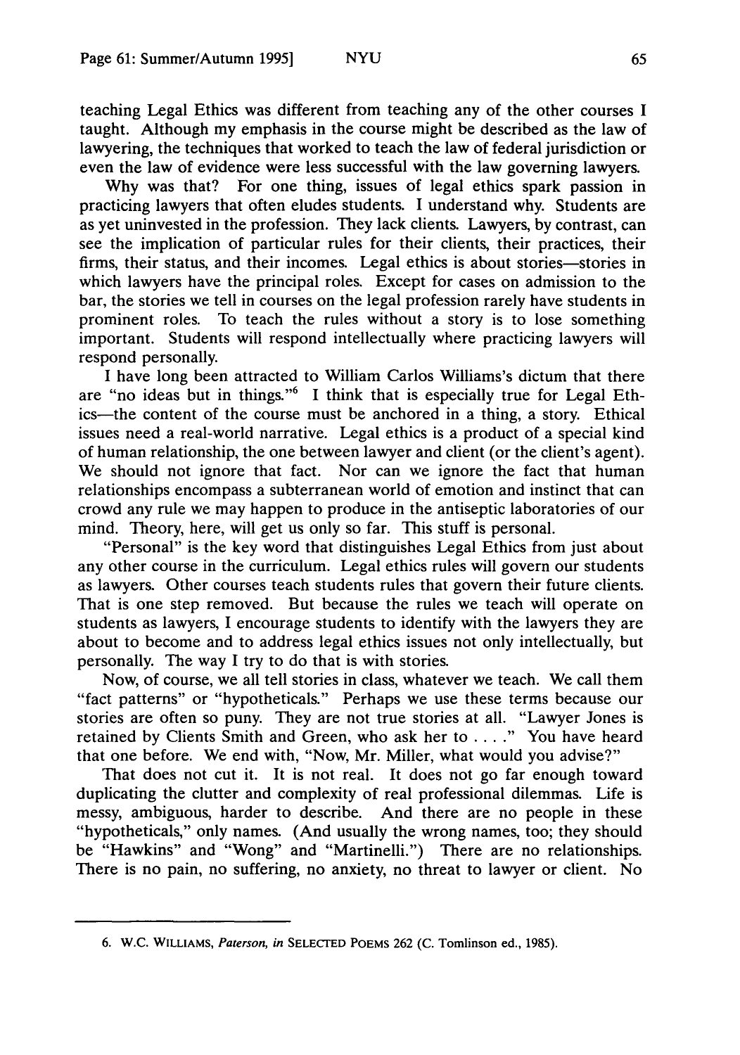teaching Legal Ethics was different from teaching any of the other courses I taught. Although my emphasis in the course might be described as the law of lawyering, the techniques that worked to teach the law of federal jurisdiction or even the law of evidence were less successful with the law governing lawyers.

Why was that? For one thing, issues of legal ethics spark passion in practicing lawyers that often eludes students. I understand why. Students are as yet uninvested in the profession. They lack clients. Lawyers, by contrast, can see the implication of particular rules for their clients, their practices, their firms, their status, and their incomes. Legal ethics is about stories—stories in which lawyers have the principal roles. Except for cases on admission to the bar, the stories we tell in courses on the legal profession rarely have students in prominent roles. To teach the rules without a story is to lose something important. Students will respond intellectually where practicing lawyers will respond personally.

I have long been attracted to William Carlos Williams's dictum that there are "no ideas but in things."[6] I think that is especially true for Legal Ethics—the content of the course must be anchored in a thing, a story. Ethical issues need a real-world narrative. Legal ethics is a product of a special kind of human relationship, the one between lawyer and client (or the client's agent). We should not ignore that fact. Nor can we ignore the fact that human relationships encompass a subterranean world of emotion and instinct that can crowd any rule we may happen to produce in the antiseptic laboratories of our mind. Theory, here, will get us only so far. This stuff is personal.

"Personal" is the key word that distinguishes Legal Ethics from just about any other course in the curriculum. Legal ethics rules will govern our students as lawyers. Other courses teach students rules that govern their future clients. That is one step removed. But because the rules we teach will operate on students as lawyers, I encourage students to identify with the lawyers they are about to become and to address legal ethics issues not only intellectually, but personally. The way I try to do that is with stories.

Now, of course, we all tell stories in class, whatever we teach. We call them "fact patterns" or "hypotheticals." Perhaps we use these terms because our stories are often so puny. They are not true stories at all. "Lawyer Jones is retained by Clients Smith and Green, who ask her to . . . ." You have heard that one before. We end with, "Now, Mr. Miller, what would you advise?"

That does not cut it. It is not real. It does not go far enough toward duplicating the clutter and complexity of real professional dilemmas. Life is messy, ambiguous, harder to describe. And there are no people in these "hypotheticals," only names. (And usually the wrong names, too; they should be "Hawkins" and "Wong" and "Martinelli.") There are no relationships. There is no pain, no suffering, no anxiety, no threat to lawyer or client. No

---

6. W.C. WILLIAMS, *Paterson*, *in* SELECTED POEMS 262 (C. Tomlinson ed., 1985).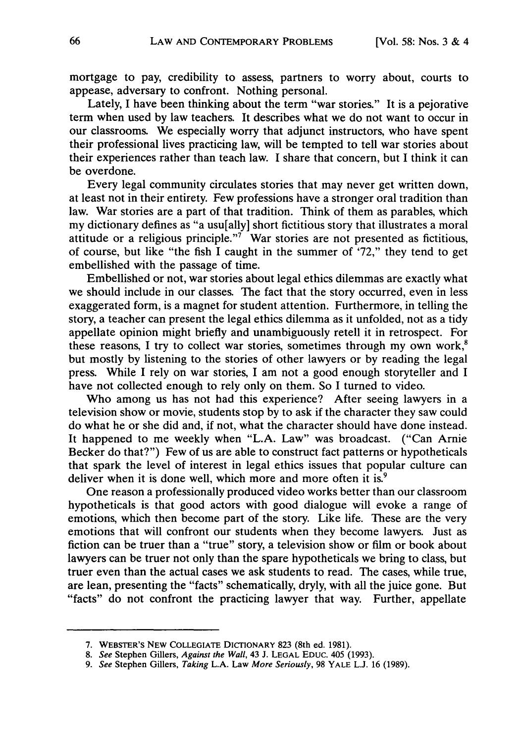mortgage to pay, credibility to assess, partners to worry about, courts to appease, adversary to confront. Nothing personal.

Lately, I have been thinking about the term "war stories." It is a pejorative term when used by law teachers. It describes what we do not want to occur in our classrooms. We especially worry that adjunct instructors, who have spent their professional lives practicing law, will be tempted to tell war stories about their experiences rather than teach law. I share that concern, but I think it can be overdone.

Every legal community circulates stories that may never get written down, at least not in their entirety. Few professions have a stronger oral tradition than law. War stories are a part of that tradition. Think of them as parables, which my dictionary defines as "a usu[ally] short fictitious story that illustrates a moral attitude or a religious principle."[7] War stories are not presented as fictitious, of course, but like "the fish I caught in the summer of '72," they tend to get embellished with the passage of time.

Embellished or not, war stories about legal ethics dilemmas are exactly what we should include in our classes. The fact that the story occurred, even in less exaggerated form, is a magnet for student attention. Furthermore, in telling the story, a teacher can present the legal ethics dilemma as it unfolded, not as a tidy appellate opinion might briefly and unambiguously retell it in retrospect. For these reasons, I try to collect war stories, sometimes through my own work,[8] but mostly by listening to the stories of other lawyers or by reading the legal press. While I rely on war stories, I am not a good enough storyteller and I have not collected enough to rely only on them. So I turned to video.

Who among us has not had this experience? After seeing lawyers in a television show or movie, students stop by to ask if the character they saw could do what he or she did and, if not, what the character should have done instead. It happened to me weekly when "L.A. Law" was broadcast. ("Can Arnie Becker do that?") Few of us are able to construct fact patterns or hypotheticals that spark the level of interest in legal ethics issues that popular culture can deliver when it is done well, which more and more often it is.[9]

One reason a professionally produced video works better than our classroom hypotheticals is that good actors with good dialogue will evoke a range of emotions, which then become part of the story. Like life. These are the very emotions that will confront our students when they become lawyers. Just as fiction can be truer than a "true" story, a television show or film or book about lawyers can be truer not only than the spare hypotheticals we bring to class, but truer even than the actual cases we ask students to read. The cases, while true, are lean, presenting the "facts" schematically, dryly, with all the juice gone. But "facts" do not confront the practicing lawyer that way. Further, appellate

---

7. WEBSTER'S NEW COLLEGIATE DICTIONARY 823 (8th ed. 1981).

8. *See* Stephen Gillers, *Against the Wall*, 43 J. LEGAL EDUC. 405 (1993).

9. *See* Stephen Gillers, *Taking* L.A. Law *More Seriously*, 98 YALE L.J. 16 (1989).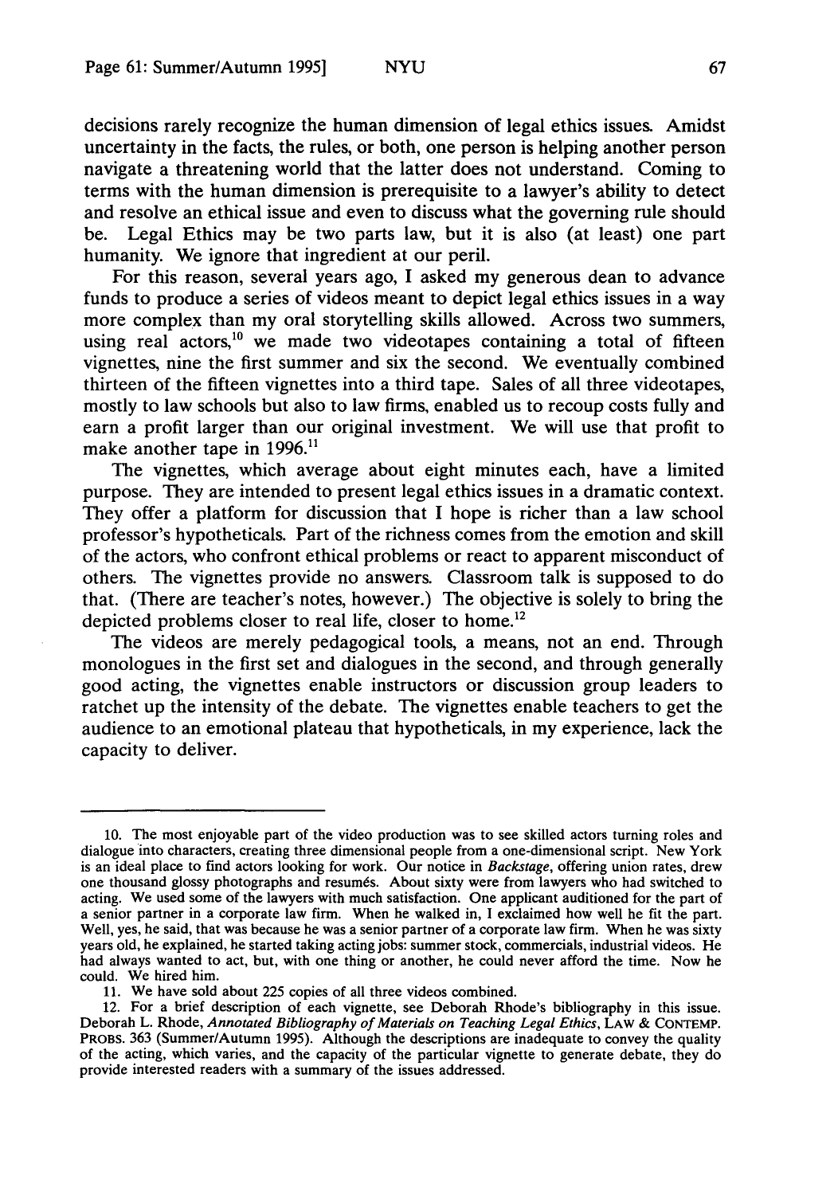decisions rarely recognize the human dimension of legal ethics issues. Amidst uncertainty in the facts, the rules, or both, one person is helping another person navigate a threatening world that the latter does not understand. Coming to terms with the human dimension is prerequisite to a lawyer's ability to detect and resolve an ethical issue and even to discuss what the governing rule should be. Legal Ethics may be two parts law, but it is also (at least) one part humanity. We ignore that ingredient at our peril.

For this reason, several years ago, I asked my generous dean to advance funds to produce a series of videos meant to depict legal ethics issues in a way more complex than my oral storytelling skills allowed. Across two summers, using real actors,[10] we made two videotapes containing a total of fifteen vignettes, nine the first summer and six the second. We eventually combined thirteen of the fifteen vignettes into a third tape. Sales of all three videotapes, mostly to law schools but also to law firms, enabled us to recoup costs fully and earn a profit larger than our original investment. We will use that profit to make another tape in 1996.[11]

The vignettes, which average about eight minutes each, have a limited purpose. They are intended to present legal ethics issues in a dramatic context. They offer a platform for discussion that I hope is richer than a law school professor's hypotheticals. Part of the richness comes from the emotion and skill of the actors, who confront ethical problems or react to apparent misconduct of others. The vignettes provide no answers. Classroom talk is supposed to do that. (There are teacher's notes, however.) The objective is solely to bring the depicted problems closer to real life, closer to home.[12]

The videos are merely pedagogical tools, a means, not an end. Through monologues in the first set and dialogues in the second, and through generally good acting, the vignettes enable instructors or discussion group leaders to ratchet up the intensity of the debate. The vignettes enable teachers to get the audience to an emotional plateau that hypotheticals, in my experience, lack the capacity to deliver.

---

10. The most enjoyable part of the video production was to see skilled actors turning roles and dialogue into characters, creating three dimensional people from a one-dimensional script. New York is an ideal place to find actors looking for work. Our notice in *Backstage*, offering union rates, drew one thousand glossy photographs and resumés. About sixty were from lawyers who had switched to acting. We used some of the lawyers with much satisfaction. One applicant auditioned for the part of a senior partner in a corporate law firm. When he walked in, I exclaimed how well he fit the part. Well, yes, he said, that was because he was a senior partner of a corporate law firm. When he was sixty years old, he explained, he started taking acting jobs: summer stock, commercials, industrial videos. He had always wanted to act, but, with one thing or another, he could never afford the time. Now he could. We hired him.

11. We have sold about 225 copies of all three videos combined.

12. For a brief description of each vignette, see Deborah Rhode's bibliography in this issue. Deborah L. Rhode, *Annotated Bibliography of Materials on Teaching Legal Ethics*, LAW & CONTEMP. PROBS. 363 (Summer/Autumn 1995). Although the descriptions are inadequate to convey the quality of the acting, which varies, and the capacity of the particular vignette to generate debate, they do provide interested readers with a summary of the issues addressed.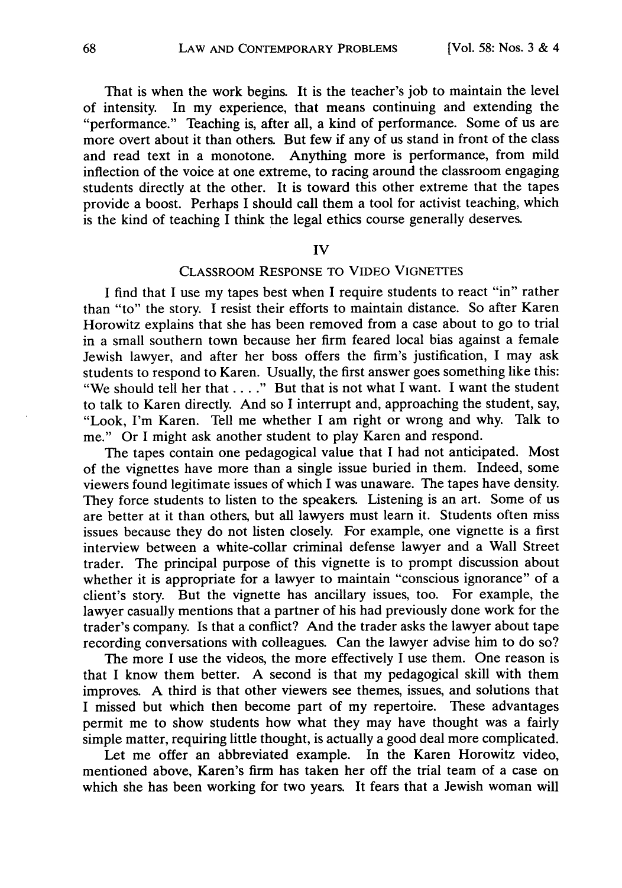That is when the work begins. It is the teacher's job to maintain the level of intensity. In my experience, that means continuing and extending the "performance." Teaching is, after all, a kind of performance. Some of us are more overt about it than others. But few if any of us stand in front of the class and read text in a monotone. Anything more is performance, from mild inflection of the voice at one extreme, to racing around the classroom engaging students directly at the other. It is toward this other extreme that the tapes provide a boost. Perhaps I should call them a tool for activist teaching, which is the kind of teaching I think the legal ethics course generally deserves.

## IV

## CLASSROOM RESPONSE TO VIDEO VIGNETTES

I find that I use my tapes best when I require students to react "in" rather than "to" the story. I resist their efforts to maintain distance. So after Karen Horowitz explains that she has been removed from a case about to go to trial in a small southern town because her firm feared local bias against a female Jewish lawyer, and after her boss offers the firm's justification, I may ask students to respond to Karen. Usually, the first answer goes something like this: "We should tell her that . . . ." But that is not what I want. I want the student to talk to Karen directly. And so I interrupt and, approaching the student, say, "Look, I'm Karen. Tell me whether I am right or wrong and why. Talk to me." Or I might ask another student to play Karen and respond.

The tapes contain one pedagogical value that I had not anticipated. Most of the vignettes have more than a single issue buried in them. Indeed, some viewers found legitimate issues of which I was unaware. The tapes have density. They force students to listen to the speakers. Listening is an art. Some of us are better at it than others, but all lawyers must learn it. Students often miss issues because they do not listen closely. For example, one vignette is a first interview between a white-collar criminal defense lawyer and a Wall Street trader. The principal purpose of this vignette is to prompt discussion about whether it is appropriate for a lawyer to maintain "conscious ignorance" of a client's story. But the vignette has ancillary issues, too. For example, the lawyer casually mentions that a partner of his had previously done work for the trader's company. Is that a conflict? And the trader asks the lawyer about tape recording conversations with colleagues. Can the lawyer advise him to do so?

The more I use the videos, the more effectively I use them. One reason is that I know them better. A second is that my pedagogical skill with them improves. A third is that other viewers see themes, issues, and solutions that I missed but which then become part of my repertoire. These advantages permit me to show students how what they may have thought was a fairly simple matter, requiring little thought, is actually a good deal more complicated.

Let me offer an abbreviated example. In the Karen Horowitz video, mentioned above, Karen's firm has taken her off the trial team of a case on which she has been working for two years. It fears that a Jewish woman will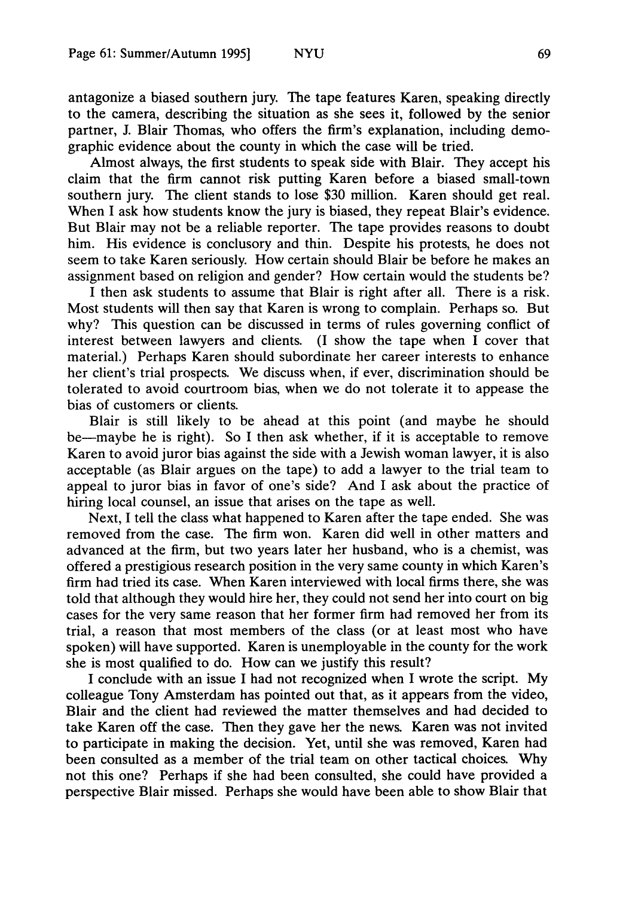antagonize a biased southern jury. The tape features Karen, speaking directly to the camera, describing the situation as she sees it, followed by the senior partner, J. Blair Thomas, who offers the firm's explanation, including demographic evidence about the county in which the case will be tried.

Almost always, the first students to speak side with Blair. They accept his claim that the firm cannot risk putting Karen before a biased small-town southern jury. The client stands to lose $30 million. Karen should get real. When I ask how students know the jury is biased, they repeat Blair's evidence. But Blair may not be a reliable reporter. The tape provides reasons to doubt him. His evidence is conclusory and thin. Despite his protests, he does not seem to take Karen seriously. How certain should Blair be before he makes an assignment based on religion and gender? How certain would the students be?

I then ask students to assume that Blair is right after all. There is a risk. Most students will then say that Karen is wrong to complain. Perhaps so. But why? This question can be discussed in terms of rules governing conflict of interest between lawyers and clients. (I show the tape when I cover that material.) Perhaps Karen should subordinate her career interests to enhance her client's trial prospects. We discuss when, if ever, discrimination should be tolerated to avoid courtroom bias, when we do not tolerate it to appease the bias of customers or clients.

Blair is still likely to be ahead at this point (and maybe he should be—maybe he is right). So I then ask whether, if it is acceptable to remove Karen to avoid juror bias against the side with a Jewish woman lawyer, it is also acceptable (as Blair argues on the tape) to add a lawyer to the trial team to appeal to juror bias in favor of one's side? And I ask about the practice of hiring local counsel, an issue that arises on the tape as well.

Next, I tell the class what happened to Karen after the tape ended. She was removed from the case. The firm won. Karen did well in other matters and advanced at the firm, but two years later her husband, who is a chemist, was offered a prestigious research position in the very same county in which Karen's firm had tried its case. When Karen interviewed with local firms there, she was told that although they would hire her, they could not send her into court on big cases for the very same reason that her former firm had removed her from its trial, a reason that most members of the class (or at least most who have spoken) will have supported. Karen is unemployable in the county for the work she is most qualified to do. How can we justify this result?

I conclude with an issue I had not recognized when I wrote the script. My colleague Tony Amsterdam has pointed out that, as it appears from the video, Blair and the client had reviewed the matter themselves and had decided to take Karen off the case. Then they gave her the news. Karen was not invited to participate in making the decision. Yet, until she was removed, Karen had been consulted as a member of the trial team on other tactical choices. Why not this one? Perhaps if she had been consulted, she could have provided a perspective Blair missed. Perhaps she would have been able to show Blair that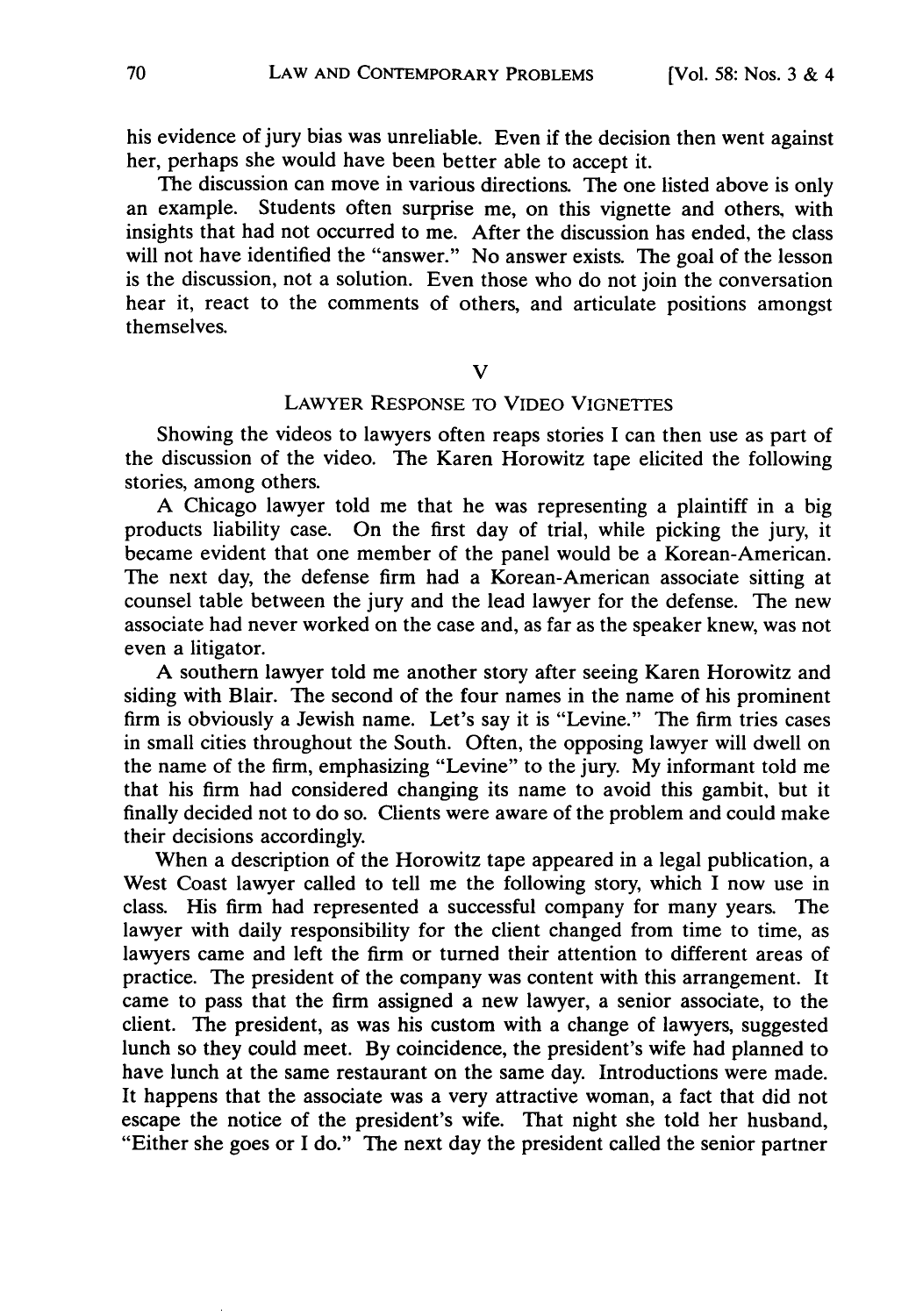his evidence of jury bias was unreliable. Even if the decision then went against her, perhaps she would have been better able to accept it.

The discussion can move in various directions. The one listed above is only an example. Students often surprise me, on this vignette and others, with insights that had not occurred to me. After the discussion has ended, the class will not have identified the "answer." No answer exists. The goal of the lesson is the discussion, not a solution. Even those who do not join the conversation hear it, react to the comments of others, and articulate positions amongst themselves.

## V

## LAWYER RESPONSE TO VIDEO VIGNETTES

Showing the videos to lawyers often reaps stories I can then use as part of the discussion of the video. The Karen Horowitz tape elicited the following stories, among others.

A Chicago lawyer told me that he was representing a plaintiff in a big products liability case. On the first day of trial, while picking the jury, it became evident that one member of the panel would be a Korean-American. The next day, the defense firm had a Korean-American associate sitting at counsel table between the jury and the lead lawyer for the defense. The new associate had never worked on the case and, as far as the speaker knew, was not even a litigator.

A southern lawyer told me another story after seeing Karen Horowitz and siding with Blair. The second of the four names in the name of his prominent firm is obviously a Jewish name. Let's say it is "Levine." The firm tries cases in small cities throughout the South. Often, the opposing lawyer will dwell on the name of the firm, emphasizing "Levine" to the jury. My informant told me that his firm had considered changing its name to avoid this gambit, but it finally decided not to do so. Clients were aware of the problem and could make their decisions accordingly.

When a description of the Horowitz tape appeared in a legal publication, a West Coast lawyer called to tell me the following story, which I now use in class. His firm had represented a successful company for many years. The lawyer with daily responsibility for the client changed from time to time, as lawyers came and left the firm or turned their attention to different areas of practice. The president of the company was content with this arrangement. It came to pass that the firm assigned a new lawyer, a senior associate, to the client. The president, as was his custom with a change of lawyers, suggested lunch so they could meet. By coincidence, the president's wife had planned to have lunch at the same restaurant on the same day. Introductions were made. It happens that the associate was a very attractive woman, a fact that did not escape the notice of the president's wife. That night she told her husband, "Either she goes or I do." The next day the president called the senior partner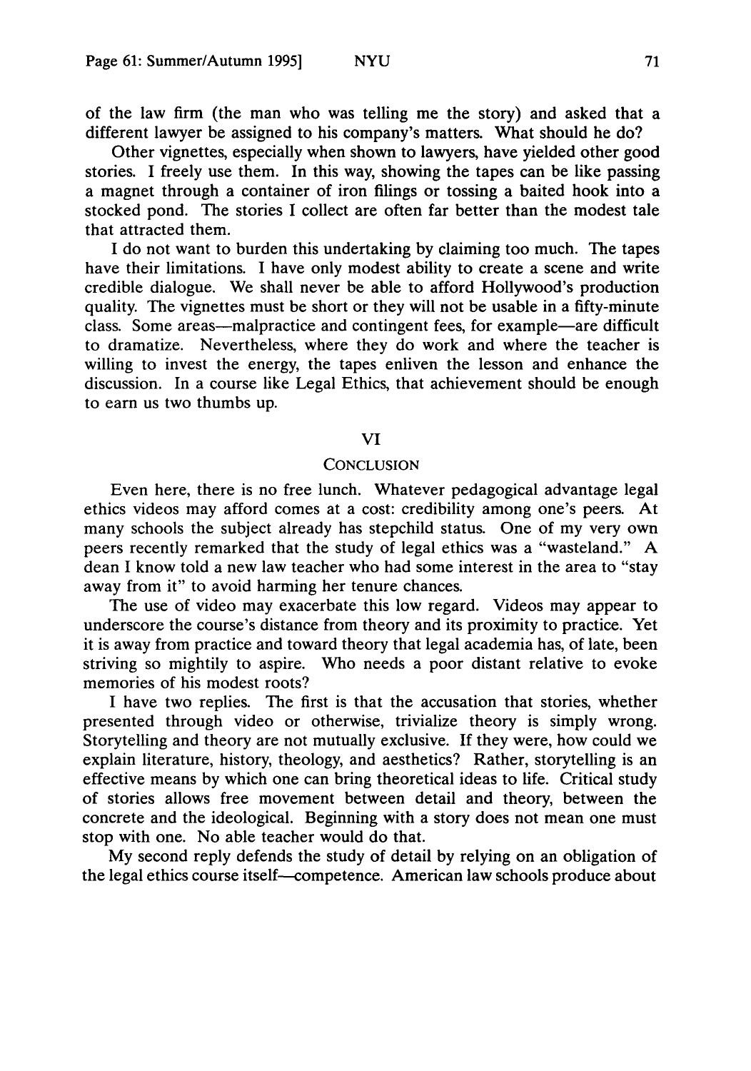of the law firm (the man who was telling me the story) and asked that a different lawyer be assigned to his company's matters. What should he do?

Other vignettes, especially when shown to lawyers, have yielded other good stories. I freely use them. In this way, showing the tapes can be like passing a magnet through a container of iron filings or tossing a baited hook into a stocked pond. The stories I collect are often far better than the modest tale that attracted them.

I do not want to burden this undertaking by claiming too much. The tapes have their limitations. I have only modest ability to create a scene and write credible dialogue. We shall never be able to afford Hollywood's production quality. The vignettes must be short or they will not be usable in a fifty-minute class. Some areas—malpractice and contingent fees, for example—are difficult to dramatize. Nevertheless, where they do work and where the teacher is willing to invest the energy, the tapes enliven the lesson and enhance the discussion. In a course like Legal Ethics, that achievement should be enough to earn us two thumbs up.

## VI

## CONCLUSION

Even here, there is no free lunch. Whatever pedagogical advantage legal ethics videos may afford comes at a cost: credibility among one's peers. At many schools the subject already has stepchild status. One of my very own peers recently remarked that the study of legal ethics was a "wasteland." A dean I know told a new law teacher who had some interest in the area to "stay away from it" to avoid harming her tenure chances.

The use of video may exacerbate this low regard. Videos may appear to underscore the course's distance from theory and its proximity to practice. Yet it is away from practice and toward theory that legal academia has, of late, been striving so mightily to aspire. Who needs a poor distant relative to evoke memories of his modest roots?

I have two replies. The first is that the accusation that stories, whether presented through video or otherwise, trivialize theory is simply wrong. Storytelling and theory are not mutually exclusive. If they were, how could we explain literature, history, theology, and aesthetics? Rather, storytelling is an effective means by which one can bring theoretical ideas to life. Critical study of stories allows free movement between detail and theory, between the concrete and the ideological. Beginning with a story does not mean one must stop with one. No able teacher would do that.

My second reply defends the study of detail by relying on an obligation of the legal ethics course itself—competence. American law schools produce about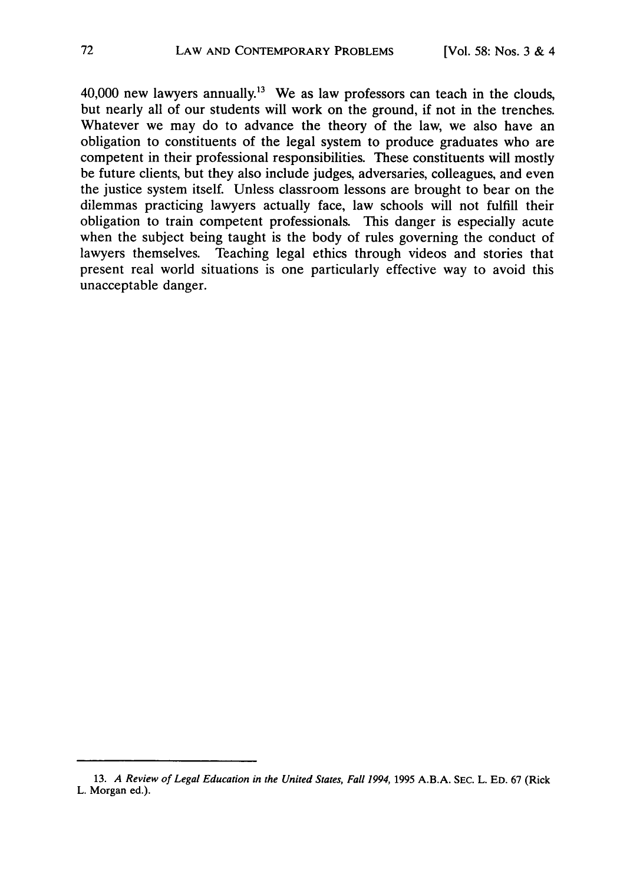40,000 new lawyers annually.[13] We as law professors can teach in the clouds, but nearly all of our students will work on the ground, if not in the trenches. Whatever we may do to advance the theory of the law, we also have an obligation to constituents of the legal system to produce graduates who are competent in their professional responsibilities. These constituents will mostly be future clients, but they also include judges, adversaries, colleagues, and even the justice system itself. Unless classroom lessons are brought to bear on the dilemmas practicing lawyers actually face, law schools will not fulfill their obligation to train competent professionals. This danger is especially acute when the subject being taught is the body of rules governing the conduct of lawyers themselves. Teaching legal ethics through videos and stories that present real world situations is one particularly effective way to avoid this unacceptable danger.

---

13. *A Review of Legal Education in the United States, Fall 1994*, 1995 A.B.A. SEC. L. ED. 67 (Rick L. Morgan ed.).